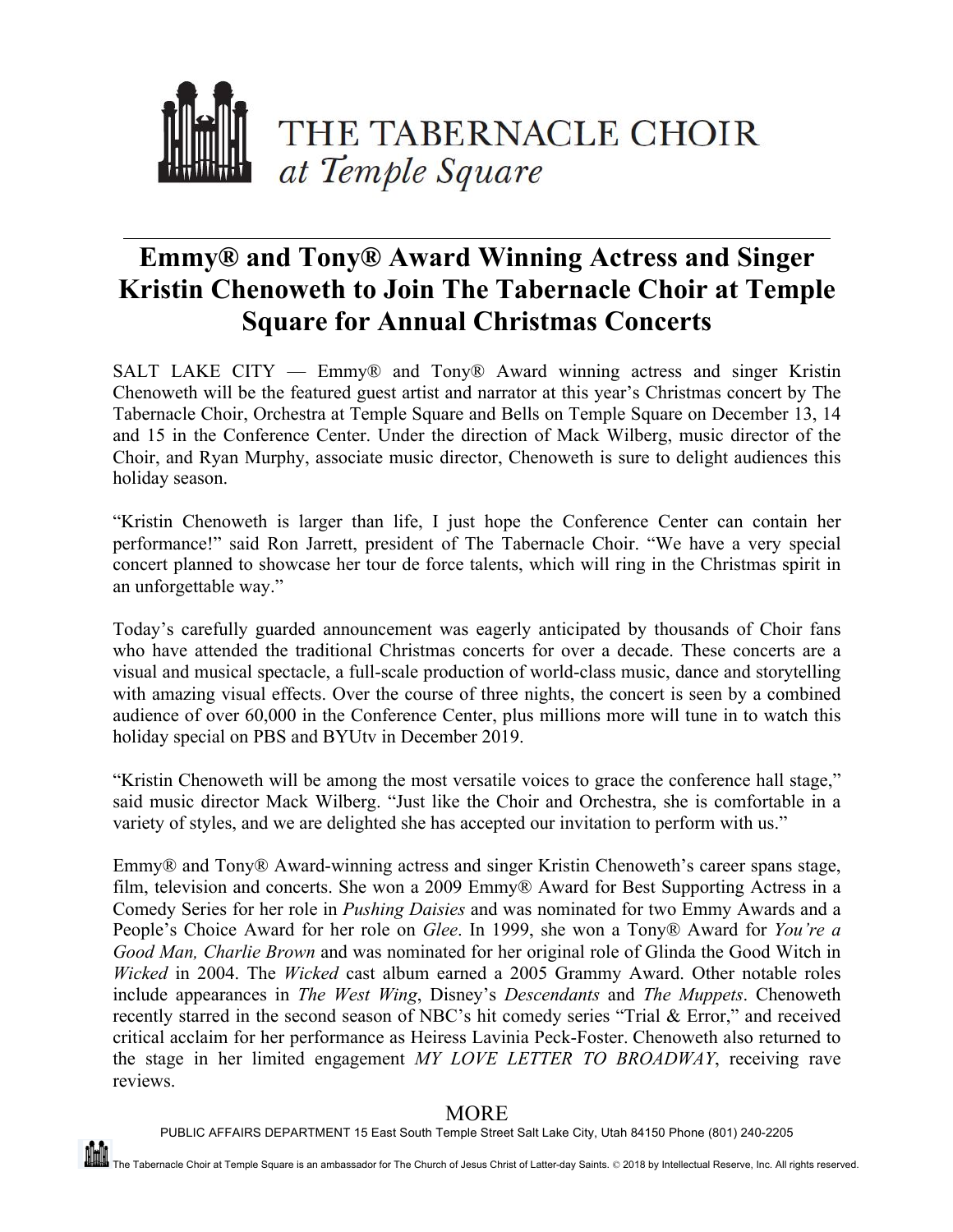# THE TABERNACLE CHOIR
*at Temple Square*

---

# Emmy® and Tony® Award Winning Actress and Singer Kristin Chenoweth to Join The Tabernacle Choir at Temple Square for Annual Christmas Concerts

SALT LAKE CITY — Emmy® and Tony® Award winning actress and singer Kristin Chenoweth will be the featured guest artist and narrator at this year's Christmas concert by The Tabernacle Choir, Orchestra at Temple Square and Bells on Temple Square on December 13, 14 and 15 in the Conference Center. Under the direction of Mack Wilberg, music director of the Choir, and Ryan Murphy, associate music director, Chenoweth is sure to delight audiences this holiday season.

"Kristin Chenoweth is larger than life, I just hope the Conference Center can contain her performance!" said Ron Jarrett, president of The Tabernacle Choir. "We have a very special concert planned to showcase her tour de force talents, which will ring in the Christmas spirit in an unforgettable way."

Today's carefully guarded announcement was eagerly anticipated by thousands of Choir fans who have attended the traditional Christmas concerts for over a decade. These concerts are a visual and musical spectacle, a full-scale production of world-class music, dance and storytelling with amazing visual effects. Over the course of three nights, the concert is seen by a combined audience of over 60,000 in the Conference Center, plus millions more will tune in to watch this holiday special on PBS and BYUtv in December 2019.

"Kristin Chenoweth will be among the most versatile voices to grace the conference hall stage," said music director Mack Wilberg. "Just like the Choir and Orchestra, she is comfortable in a variety of styles, and we are delighted she has accepted our invitation to perform with us."

Emmy® and Tony® Award-winning actress and singer Kristin Chenoweth's career spans stage, film, television and concerts. She won a 2009 Emmy® Award for Best Supporting Actress in a Comedy Series for her role in *Pushing Daisies* and was nominated for two Emmy Awards and a People's Choice Award for her role on *Glee*. In 1999, she won a Tony® Award for *You're a Good Man, Charlie Brown* and was nominated for her original role of Glinda the Good Witch in *Wicked* in 2004. The *Wicked* cast album earned a 2005 Grammy Award. Other notable roles include appearances in *The West Wing*, Disney's *Descendants* and *The Muppets*. Chenoweth recently starred in the second season of NBC's hit comedy series "Trial & Error," and received critical acclaim for her performance as Heiress Lavinia Peck-Foster. Chenoweth also returned to the stage in her limited engagement *MY LOVE LETTER TO BROADWAY*, receiving rave reviews.

MORE

PUBLIC AFFAIRS DEPARTMENT 15 East South Temple Street Salt Lake City, Utah 84150 Phone (801) 240-2205

The Tabernacle Choir at Temple Square is an ambassador for The Church of Jesus Christ of Latter-day Saints. © 2018 by Intellectual Reserve, Inc. All rights reserved.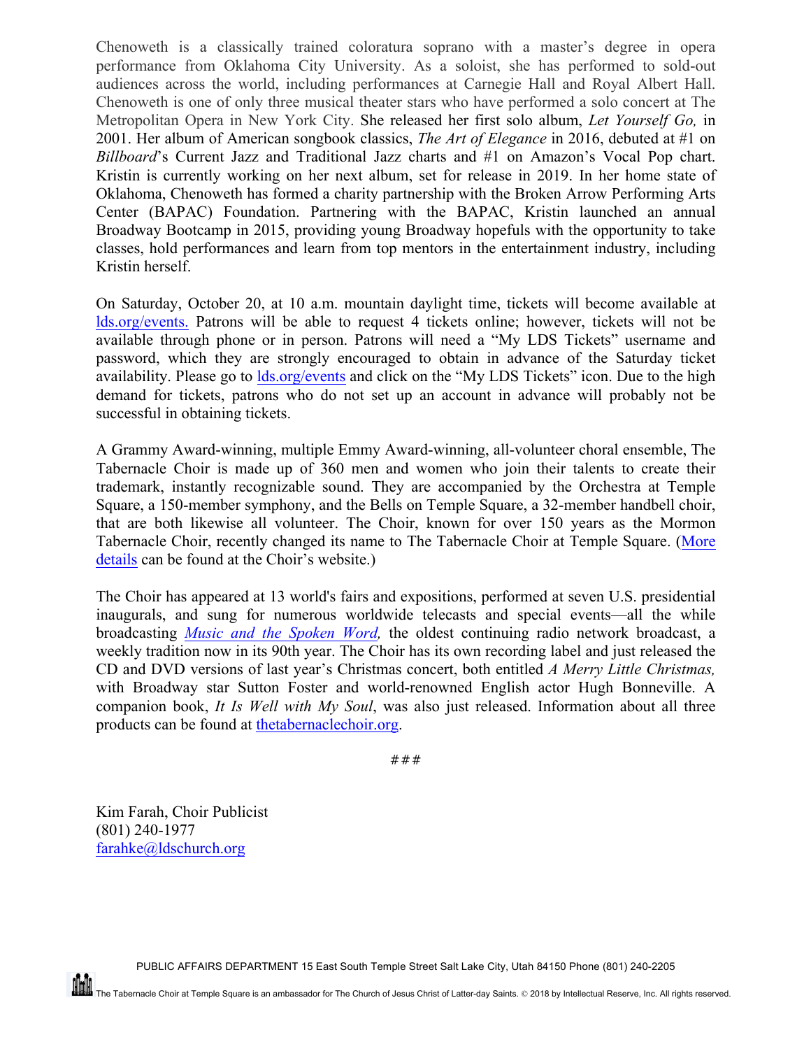Chenoweth is a classically trained coloratura soprano with a master's degree in opera performance from Oklahoma City University. As a soloist, she has performed to sold-out audiences across the world, including performances at Carnegie Hall and Royal Albert Hall. Chenoweth is one of only three musical theater stars who have performed a solo concert at The Metropolitan Opera in New York City. She released her first solo album, *Let Yourself Go,* in 2001. Her album of American songbook classics, *The Art of Elegance* in 2016, debuted at #1 on *Billboard*'s Current Jazz and Traditional Jazz charts and #1 on Amazon's Vocal Pop chart. Kristin is currently working on her next album, set for release in 2019. In her home state of Oklahoma, Chenoweth has formed a charity partnership with the Broken Arrow Performing Arts Center (BAPAC) Foundation. Partnering with the BAPAC, Kristin launched an annual Broadway Bootcamp in 2015, providing young Broadway hopefuls with the opportunity to take classes, hold performances and learn from top mentors in the entertainment industry, including Kristin herself.

On Saturday, October 20, at 10 a.m. mountain daylight time, tickets will become available at lds.org/events. Patrons will be able to request 4 tickets online; however, tickets will not be available through phone or in person. Patrons will need a "My LDS Tickets" username and password, which they are strongly encouraged to obtain in advance of the Saturday ticket availability. Please go to lds.org/events and click on the "My LDS Tickets" icon. Due to the high demand for tickets, patrons who do not set up an account in advance will probably not be successful in obtaining tickets.

A Grammy Award-winning, multiple Emmy Award-winning, all-volunteer choral ensemble, The Tabernacle Choir is made up of 360 men and women who join their talents to create their trademark, instantly recognizable sound. They are accompanied by the Orchestra at Temple Square, a 150-member symphony, and the Bells on Temple Square, a 32-member handbell choir, that are both likewise all volunteer. The Choir, known for over 150 years as the Mormon Tabernacle Choir, recently changed its name to The Tabernacle Choir at Temple Square. (More details can be found at the Choir's website.)

The Choir has appeared at 13 world's fairs and expositions, performed at seven U.S. presidential inaugurals, and sung for numerous worldwide telecasts and special events—all the while broadcasting *Music and the Spoken Word,* the oldest continuing radio network broadcast, a weekly tradition now in its 90th year. The Choir has its own recording label and just released the CD and DVD versions of last year's Christmas concert, both entitled *A Merry Little Christmas,* with Broadway star Sutton Foster and world-renowned English actor Hugh Bonneville. A companion book, *It Is Well with My Soul*, was also just released. Information about all three products can be found at thetabernaclechoir.org.

###

Kim Farah, Choir Publicist
(801) 240-1977
farahke@ldschurch.org

PUBLIC AFFAIRS DEPARTMENT 15 East South Temple Street Salt Lake City, Utah 84150 Phone (801) 240-2205

The Tabernacle Choir at Temple Square is an ambassador for The Church of Jesus Christ of Latter-day Saints. © 2018 by Intellectual Reserve, Inc. All rights reserved.